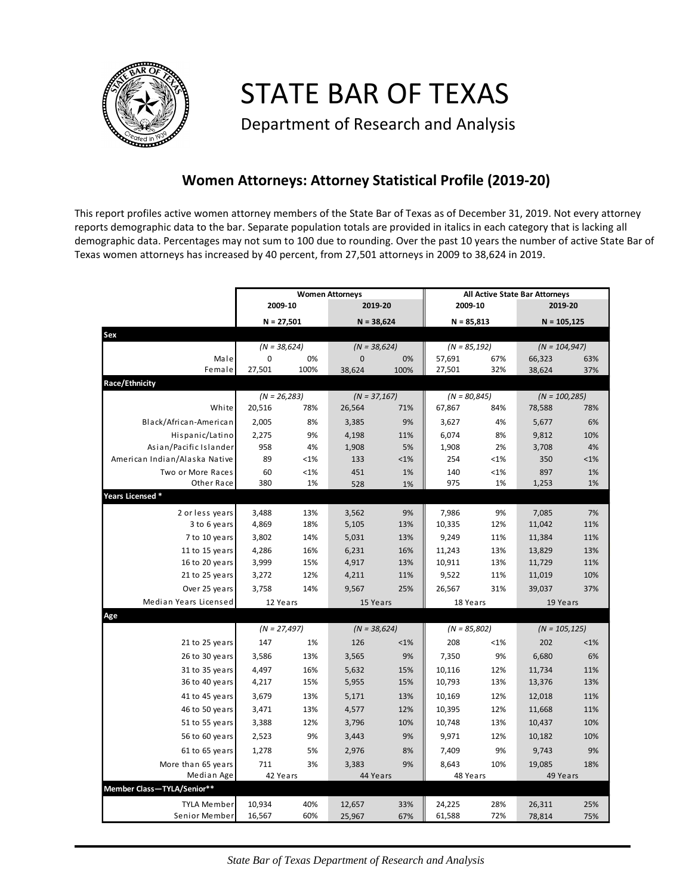# STATE BAR OF TEXAS

Department of Research and Analysis

## Women Attorneys: Attorney Statistical Profile (2019-20)

This report profiles active women attorney members of the State Bar of Texas as of December 31, 2019. Not every attorney reports demographic data to the bar. Separate population totals are provided in italics in each category that is lacking all demographic data. Percentages may not sum to 100 due to rounding. Over the past 10 years the number of active State Bar of Texas women attorneys has increased by 40 percent, from 27,501 attorneys in 2009 to 38,624 in 2019.

| | Women Attorneys | | | | All Active State Bar Attorneys | | | |
|---|---|---|---|---|---|---|---|---|
| | 2009-10 | | 2019-20 | | 2009-10 | | 2019-20 | |
| | N = 27,501 | | N = 38,624 | | N = 85,813 | | N = 105,125 | |
| **Sex** | | | | | | | | |
| | *(N = 38,624)* | | *(N = 38,624)* | | *(N = 85,192)* | | *(N = 104,947)* | |
| Male | 0 | 0% | 0 | 0% | 57,691 | 67% | 66,323 | 63% |
| Female | 27,501 | 100% | 38,624 | 100% | 27,501 | 32% | 38,624 | 37% |
| **Race/Ethnicity** | | | | | | | | |
| | *(N = 26,283)* | | *(N = 37,167)* | | *(N = 80,845)* | | *(N = 100,285)* | |
| White | 20,516 | 78% | 26,564 | 71% | 67,867 | 84% | 78,588 | 78% |
| Black/African-American | 2,005 | 8% | 3,385 | 9% | 3,627 | 4% | 5,677 | 6% |
| Hispanic/Latino | 2,275 | 9% | 4,198 | 11% | 6,074 | 8% | 9,812 | 10% |
| Asian/Pacific Islander | 958 | 4% | 1,908 | 5% | 1,908 | 2% | 3,708 | 4% |
| American Indian/Alaska Native | 89 | <1% | 133 | <1% | 254 | <1% | 350 | <1% |
| Two or More Races | 60 | <1% | 451 | 1% | 140 | <1% | 897 | 1% |
| Other Race | 380 | 1% | 528 | 1% | 975 | 1% | 1,253 | 1% |
| **Years Licensed *** | | | | | | | | |
| 2 or less years | 3,488 | 13% | 3,562 | 9% | 7,986 | 9% | 7,085 | 7% |
| 3 to 6 years | 4,869 | 18% | 5,105 | 13% | 10,335 | 12% | 11,042 | 11% |
| 7 to 10 years | 3,802 | 14% | 5,031 | 13% | 9,249 | 11% | 11,384 | 11% |
| 11 to 15 years | 4,286 | 16% | 6,231 | 16% | 11,243 | 13% | 13,829 | 13% |
| 16 to 20 years | 3,999 | 15% | 4,917 | 13% | 10,911 | 13% | 11,729 | 11% |
| 21 to 25 years | 3,272 | 12% | 4,211 | 11% | 9,522 | 11% | 11,019 | 10% |
| Over 25 years | 3,758 | 14% | 9,567 | 25% | 26,567 | 31% | 39,037 | 37% |
| Median Years Licensed | 12 Years | | 15 Years | | 18 Years | | 19 Years | |
| **Age** | | | | | | | | |
| | *(N = 27,497)* | | *(N = 38,624)* | | *(N = 85,802)* | | *(N = 105,125)* | |
| 21 to 25 years | 147 | 1% | 126 | <1% | 208 | <1% | 202 | <1% |
| 26 to 30 years | 3,586 | 13% | 3,565 | 9% | 7,350 | 9% | 6,680 | 6% |
| 31 to 35 years | 4,497 | 16% | 5,632 | 15% | 10,116 | 12% | 11,734 | 11% |
| 36 to 40 years | 4,217 | 15% | 5,955 | 15% | 10,793 | 13% | 13,376 | 13% |
| 41 to 45 years | 3,679 | 13% | 5,171 | 13% | 10,169 | 12% | 12,018 | 11% |
| 46 to 50 years | 3,471 | 13% | 4,577 | 12% | 10,395 | 12% | 11,668 | 11% |
| 51 to 55 years | 3,388 | 12% | 3,796 | 10% | 10,748 | 13% | 10,437 | 10% |
| 56 to 60 years | 2,523 | 9% | 3,443 | 9% | 9,971 | 12% | 10,182 | 10% |
| 61 to 65 years | 1,278 | 5% | 2,976 | 8% | 7,409 | 9% | 9,743 | 9% |
| More than 65 years | 711 | 3% | 3,383 | 9% | 8,643 | 10% | 19,085 | 18% |
| Median Age | 42 Years | | 44 Years | | 48 Years | | 49 Years | |
| **Member Class—TYLA/Senior**** | | | | | | | | |
| TYLA Member | 10,934 | 40% | 12,657 | 33% | 24,225 | 28% | 26,311 | 25% |
| Senior Member | 16,567 | 60% | 25,967 | 67% | 61,588 | 72% | 78,814 | 75% |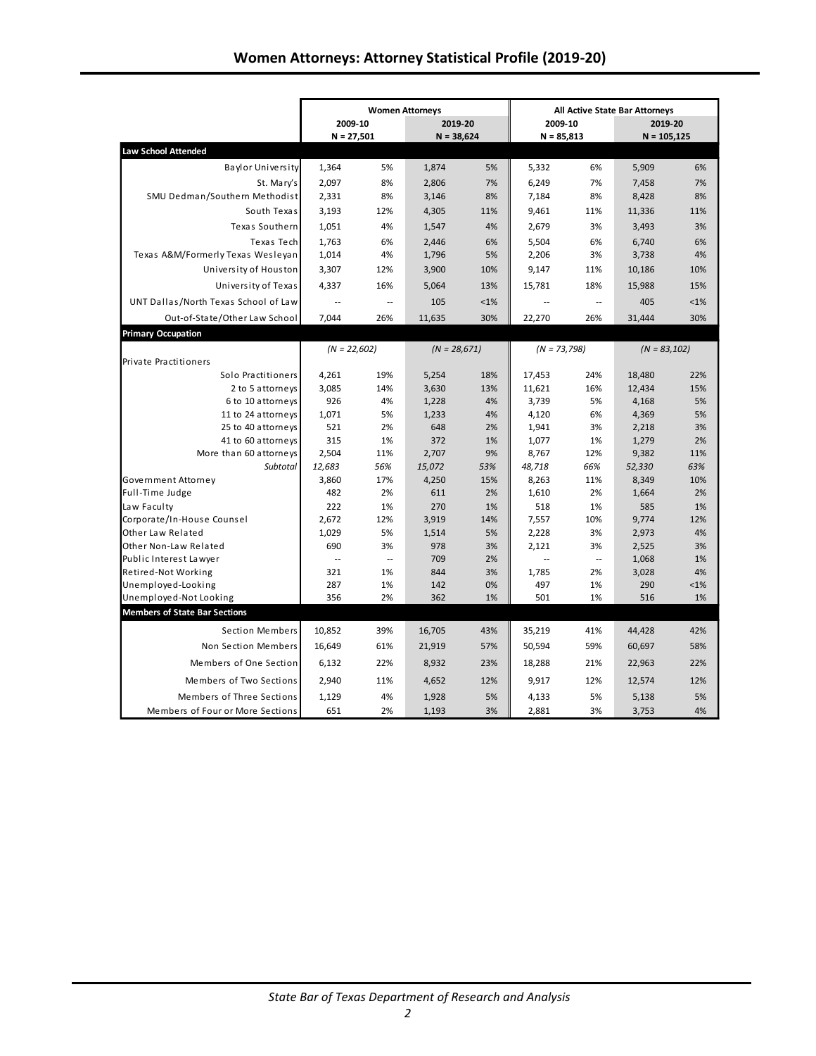# Women Attorneys: Attorney Statistical Profile (2019-20)

| | Women Attorneys | | | | All Active State Bar Attorneys | | | |
|---|---|---|---|---|---|---|---|---|
| | 2009-10 | | 2019-20 | | 2009-10 | | 2019-20 | |
| | N = 27,501 | | N = 38,624 | | N = 85,813 | | N = 105,125 | |
| **Law School Attended** | | | | | | | | |
| Baylor University | 1,364 | 5% | 1,874 | 5% | 5,332 | 6% | 5,909 | 6% |
| St. Mary's | 2,097 | 8% | 2,806 | 7% | 6,249 | 7% | 7,458 | 7% |
| SMU Dedman/Southern Methodist | 2,331 | 8% | 3,146 | 8% | 7,184 | 8% | 8,428 | 8% |
| South Texas | 3,193 | 12% | 4,305 | 11% | 9,461 | 11% | 11,336 | 11% |
| Texas Southern | 1,051 | 4% | 1,547 | 4% | 2,679 | 3% | 3,493 | 3% |
| Texas Tech | 1,763 | 6% | 2,446 | 6% | 5,504 | 6% | 6,740 | 6% |
| Texas A&M/Formerly Texas Wesleyan | 1,014 | 4% | 1,796 | 5% | 2,206 | 3% | 3,738 | 4% |
| University of Houston | 3,307 | 12% | 3,900 | 10% | 9,147 | 11% | 10,186 | 10% |
| University of Texas | 4,337 | 16% | 5,064 | 13% | 15,781 | 18% | 15,988 | 15% |
| UNT Dallas/North Texas School of Law | -- | -- | 105 | <1% | -- | -- | 405 | <1% |
| Out-of-State/Other Law School | 7,044 | 26% | 11,635 | 30% | 22,270 | 26% | 31,444 | 30% |
| **Primary Occupation** | | | | | | | | |
| | *(N = 22,602)* | | *(N = 28,671)* | | *(N = 73,798)* | | *(N = 83,102)* | |
| Private Practitioners | | | | | | | | |
| Solo Practitioners | 4,261 | 19% | 5,254 | 18% | 17,453 | 24% | 18,480 | 22% |
| 2 to 5 attorneys | 3,085 | 14% | 3,630 | 13% | 11,621 | 16% | 12,434 | 15% |
| 6 to 10 attorneys | 926 | 4% | 1,228 | 4% | 3,739 | 5% | 4,168 | 5% |
| 11 to 24 attorneys | 1,071 | 5% | 1,233 | 4% | 4,120 | 6% | 4,369 | 5% |
| 25 to 40 attorneys | 521 | 2% | 648 | 2% | 1,941 | 3% | 2,218 | 3% |
| 41 to 60 attorneys | 315 | 1% | 372 | 1% | 1,077 | 1% | 1,279 | 2% |
| More than 60 attorneys | 2,504 | 11% | 2,707 | 9% | 8,767 | 12% | 9,382 | 11% |
| *Subtotal* | *12,683* | *56%* | *15,072* | *53%* | *48,718* | *66%* | *52,330* | *63%* |
| Government Attorney | 3,860 | 17% | 4,250 | 15% | 8,263 | 11% | 8,349 | 10% |
| Full-Time Judge | 482 | 2% | 611 | 2% | 1,610 | 2% | 1,664 | 2% |
| Law Faculty | 222 | 1% | 270 | 1% | 518 | 1% | 585 | 1% |
| Corporate/In-House Counsel | 2,672 | 12% | 3,919 | 14% | 7,557 | 10% | 9,774 | 12% |
| Other Law Related | 1,029 | 5% | 1,514 | 5% | 2,228 | 3% | 2,973 | 4% |
| Other Non-Law Related | 690 | 3% | 978 | 3% | 2,121 | 3% | 2,525 | 3% |
| Public Interest Lawyer | -- | -- | 709 | 2% | -- | -- | 1,068 | 1% |
| Retired-Not Working | 321 | 1% | 844 | 3% | 1,785 | 2% | 3,028 | 4% |
| Unemployed-Looking | 287 | 1% | 142 | 0% | 497 | 1% | 290 | <1% |
| Unemployed-Not Looking | 356 | 2% | 362 | 1% | 501 | 1% | 516 | 1% |
| **Members of State Bar Sections** | | | | | | | | |
| Section Members | 10,852 | 39% | 16,705 | 43% | 35,219 | 41% | 44,428 | 42% |
| Non Section Members | 16,649 | 61% | 21,919 | 57% | 50,594 | 59% | 60,697 | 58% |
| Members of One Section | 6,132 | 22% | 8,932 | 23% | 18,288 | 21% | 22,963 | 22% |
| Members of Two Sections | 2,940 | 11% | 4,652 | 12% | 9,917 | 12% | 12,574 | 12% |
| Members of Three Sections | 1,129 | 4% | 1,928 | 5% | 4,133 | 5% | 5,138 | 5% |
| Members of Four or More Sections | 651 | 2% | 1,193 | 3% | 2,881 | 3% | 3,753 | 4% |

*State Bar of Texas Department of Research and Analysis*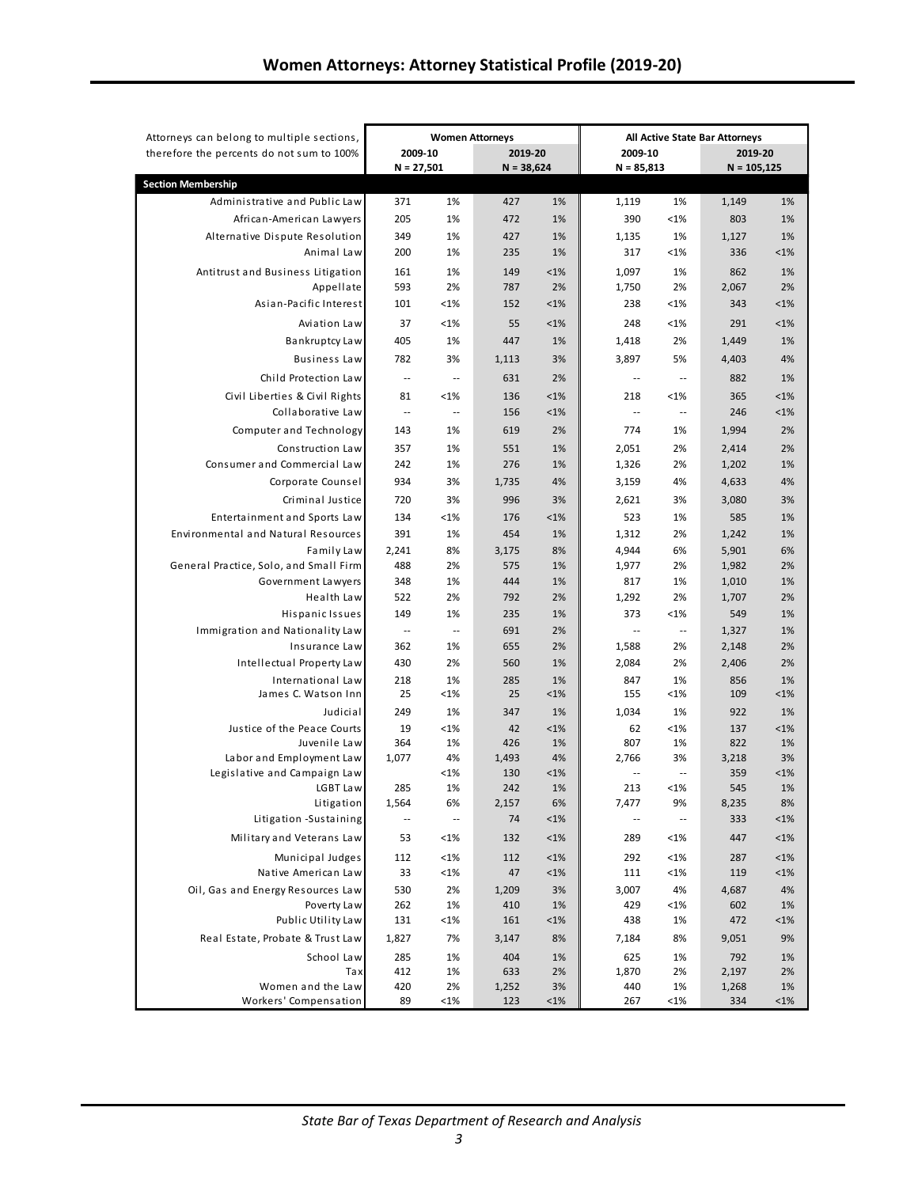# Women Attorneys: Attorney Statistical Profile (2019-20)

| Attorneys can belong to multiple sections, therefore the percents do not sum to 100% | Women Attorneys | | | | All Active State Bar Attorneys | | | |
|---|---|---|---|---|---|---|---|---|
| | 2009-10 N = 27,501 | | 2019-20 N = 38,624 | | 2009-10 N = 85,813 | | 2019-20 N = 105,125 | |
| **Section Membership** | | | | | | | | |
| Administrative and Public Law | 371 | 1% | 427 | 1% | 1,119 | 1% | 1,149 | 1% |
| African-American Lawyers | 205 | 1% | 472 | 1% | 390 | <1% | 803 | 1% |
| Alternative Dispute Resolution | 349 | 1% | 427 | 1% | 1,135 | 1% | 1,127 | 1% |
| Animal Law | 200 | 1% | 235 | 1% | 317 | <1% | 336 | <1% |
| Antitrust and Business Litigation | 161 | 1% | 149 | <1% | 1,097 | 1% | 862 | 1% |
| Appellate | 593 | 2% | 787 | 2% | 1,750 | 2% | 2,067 | 2% |
| Asian-Pacific Interest | 101 | <1% | 152 | <1% | 238 | <1% | 343 | <1% |
| Aviation Law | 37 | <1% | 55 | <1% | 248 | <1% | 291 | <1% |
| Bankruptcy Law | 405 | 1% | 447 | 1% | 1,418 | 2% | 1,449 | 1% |
| Business Law | 782 | 3% | 1,113 | 3% | 3,897 | 5% | 4,403 | 4% |
| Child Protection Law | -- | -- | 631 | 2% | -- | -- | 882 | 1% |
| Civil Liberties & Civil Rights | 81 | <1% | 136 | <1% | 218 | <1% | 365 | <1% |
| Collaborative Law | -- | -- | 156 | <1% | -- | -- | 246 | <1% |
| Computer and Technology | 143 | 1% | 619 | 2% | 774 | 1% | 1,994 | 2% |
| Construction Law | 357 | 1% | 551 | 1% | 2,051 | 2% | 2,414 | 2% |
| Consumer and Commercial Law | 242 | 1% | 276 | 1% | 1,326 | 2% | 1,202 | 1% |
| Corporate Counsel | 934 | 3% | 1,735 | 4% | 3,159 | 4% | 4,633 | 4% |
| Criminal Justice | 720 | 3% | 996 | 3% | 2,621 | 3% | 3,080 | 3% |
| Entertainment and Sports Law | 134 | <1% | 176 | <1% | 523 | 1% | 585 | 1% |
| Environmental and Natural Resources | 391 | 1% | 454 | 1% | 1,312 | 2% | 1,242 | 1% |
| Family Law | 2,241 | 8% | 3,175 | 8% | 4,944 | 6% | 5,901 | 6% |
| General Practice, Solo, and Small Firm | 488 | 2% | 575 | 1% | 1,977 | 2% | 1,982 | 2% |
| Government Lawyers | 348 | 1% | 444 | 1% | 817 | 1% | 1,010 | 1% |
| Health Law | 522 | 2% | 792 | 2% | 1,292 | 2% | 1,707 | 2% |
| Hispanic Issues | 149 | 1% | 235 | 1% | 373 | <1% | 549 | 1% |
| Immigration and Nationality Law | -- | -- | 691 | 2% | -- | -- | 1,327 | 1% |
| Insurance Law | 362 | 1% | 655 | 2% | 1,588 | 2% | 2,148 | 2% |
| Intellectual Property Law | 430 | 2% | 560 | 1% | 2,084 | 2% | 2,406 | 2% |
| International Law | 218 | 1% | 285 | 1% | 847 | 1% | 856 | 1% |
| James C. Watson Inn | 25 | <1% | 25 | <1% | 155 | <1% | 109 | <1% |
| Judicial | 249 | 1% | 347 | 1% | 1,034 | 1% | 922 | 1% |
| Justice of the Peace Courts | 19 | <1% | 42 | <1% | 62 | <1% | 137 | <1% |
| Juvenile Law | 364 | 1% | 426 | 1% | 807 | 1% | 822 | 1% |
| Labor and Employment Law | 1,077 | 4% | 1,493 | 4% | 2,766 | 3% | 3,218 | 3% |
| Legislative and Campaign Law | | <1% | 130 | <1% | -- | -- | 359 | <1% |
| LGBT Law | 285 | 1% | 242 | 1% | 213 | <1% | 545 | 1% |
| Litigation | 1,564 | 6% | 2,157 | 6% | 7,477 | 9% | 8,235 | 8% |
| Litigation -Sustaining | -- | -- | 74 | <1% | -- | -- | 333 | <1% |
| Military and Veterans Law | 53 | <1% | 132 | <1% | 289 | <1% | 447 | <1% |
| Municipal Judges | 112 | <1% | 112 | <1% | 292 | <1% | 287 | <1% |
| Native American Law | 33 | <1% | 47 | <1% | 111 | <1% | 119 | <1% |
| Oil, Gas and Energy Resources Law | 530 | 2% | 1,209 | 3% | 3,007 | 4% | 4,687 | 4% |
| Poverty Law | 262 | 1% | 410 | 1% | 429 | <1% | 602 | 1% |
| Public Utility Law | 131 | <1% | 161 | <1% | 438 | 1% | 472 | <1% |
| Real Estate, Probate & Trust Law | 1,827 | 7% | 3,147 | 8% | 7,184 | 8% | 9,051 | 9% |
| School Law | 285 | 1% | 404 | 1% | 625 | 1% | 792 | 1% |
| Tax | 412 | 1% | 633 | 2% | 1,870 | 2% | 2,197 | 2% |
| Women and the Law | 420 | 2% | 1,252 | 3% | 440 | 1% | 1,268 | 1% |
| Workers' Compensation | 89 | <1% | 123 | <1% | 267 | <1% | 334 | <1% |

*State Bar of Texas Department of Research and Analysis*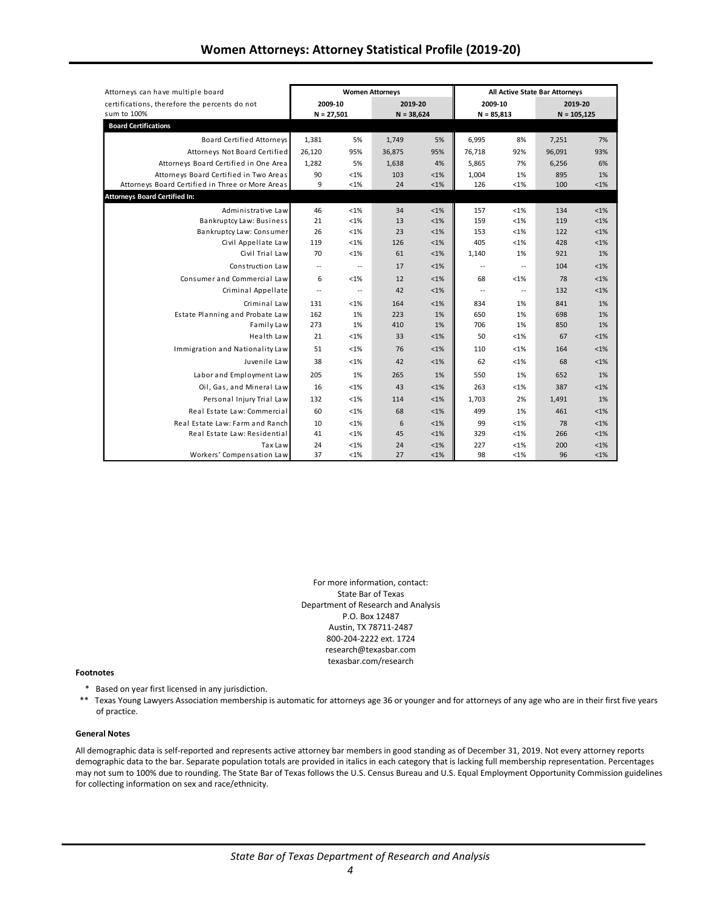# Women Attorneys: Attorney Statistical Profile (2019-20)

| Attorneys can have multiple board certifications, therefore the percents do not sum to 100% | Women Attorneys | | | | All Active State Bar Attorneys | | | |
|---|---|---|---|---|---|---|---|---|
| | 2009-10 N = 27,501 | | 2019-20 N = 38,624 | | 2009-10 N = 85,813 | | 2019-20 N = 105,125 | |
| **Board Certifications** | | | | | | | | |
| Board Certified Attorneys | 1,381 | 5% | 1,749 | 5% | 6,995 | 8% | 7,251 | 7% |
| Attorneys Not Board Certified | 26,120 | 95% | 36,875 | 95% | 76,718 | 92% | 96,091 | 93% |
| Attorneys Board Certified in One Area | 1,282 | 5% | 1,638 | 4% | 5,865 | 7% | 6,256 | 6% |
| Attorneys Board Certified in Two Areas | 90 | <1% | 103 | <1% | 1,004 | 1% | 895 | 1% |
| Attorneys Board Certified in Three or More Areas | 9 | <1% | 24 | <1% | 126 | <1% | 100 | <1% |
| **Attorneys Board Certified In:** | | | | | | | | |
| Administrative Law | 46 | <1% | 34 | <1% | 157 | <1% | 134 | <1% |
| Bankruptcy Law: Business | 21 | <1% | 13 | <1% | 159 | <1% | 119 | <1% |
| Bankruptcy Law: Consumer | 26 | <1% | 23 | <1% | 153 | <1% | 122 | <1% |
| Civil Appellate Law | 119 | <1% | 126 | <1% | 405 | <1% | 428 | <1% |
| Civil Trial Law | 70 | <1% | 61 | <1% | 1,140 | 1% | 921 | 1% |
| Construction Law | -- | -- | 17 | <1% | -- | -- | 104 | <1% |
| Consumer and Commercial Law | 6 | <1% | 12 | <1% | 68 | <1% | 78 | <1% |
| Criminal Appellate | -- | -- | 42 | <1% | -- | -- | 132 | <1% |
| Criminal Law | 131 | <1% | 164 | <1% | 834 | 1% | 841 | 1% |
| Estate Planning and Probate Law | 162 | 1% | 223 | 1% | 650 | 1% | 698 | 1% |
| Family Law | 273 | 1% | 410 | 1% | 706 | 1% | 850 | 1% |
| Health Law | 21 | <1% | 33 | <1% | 50 | <1% | 67 | <1% |
| Immigration and Nationality Law | 51 | <1% | 76 | <1% | 110 | <1% | 164 | <1% |
| Juvenile Law | 38 | <1% | 42 | <1% | 62 | <1% | 68 | <1% |
| Labor and Employment Law | 205 | 1% | 265 | 1% | 550 | 1% | 652 | 1% |
| Oil, Gas, and Mineral Law | 16 | <1% | 43 | <1% | 263 | <1% | 387 | <1% |
| Personal Injury Trial Law | 132 | <1% | 114 | <1% | 1,703 | 2% | 1,491 | 1% |
| Real Estate Law: Commercial | 60 | <1% | 68 | <1% | 499 | 1% | 461 | <1% |
| Real Estate Law: Farm and Ranch | 10 | <1% | 6 | <1% | 99 | <1% | 78 | <1% |
| Real Estate Law: Residential | 41 | <1% | 45 | <1% | 329 | <1% | 266 | <1% |
| Tax Law | 24 | <1% | 24 | <1% | 227 | <1% | 200 | <1% |
| Workers' Compensation Law | 37 | <1% | 27 | <1% | 98 | <1% | 96 | <1% |

For more information, contact:
State Bar of Texas
Department of Research and Analysis
P.O. Box 12487
Austin, TX 78711-2487
800-204-2222 ext. 1724
research@texasbar.com
texasbar.com/research

**Footnotes**

\* Based on year first licensed in any jurisdiction.

\*\* Texas Young Lawyers Association membership is automatic for attorneys age 36 or younger and for attorneys of any age who are in their first five years of practice.

**General Notes**

All demographic data is self-reported and represents active attorney bar members in good standing as of December 31, 2019. Not every attorney reports demographic data to the bar. Separate population totals are provided in italics in each category that is lacking full membership representation. Percentages may not sum to 100% due to rounding. The State Bar of Texas follows the U.S. Census Bureau and U.S. Equal Employment Opportunity Commission guidelines for collecting information on sex and race/ethnicity.